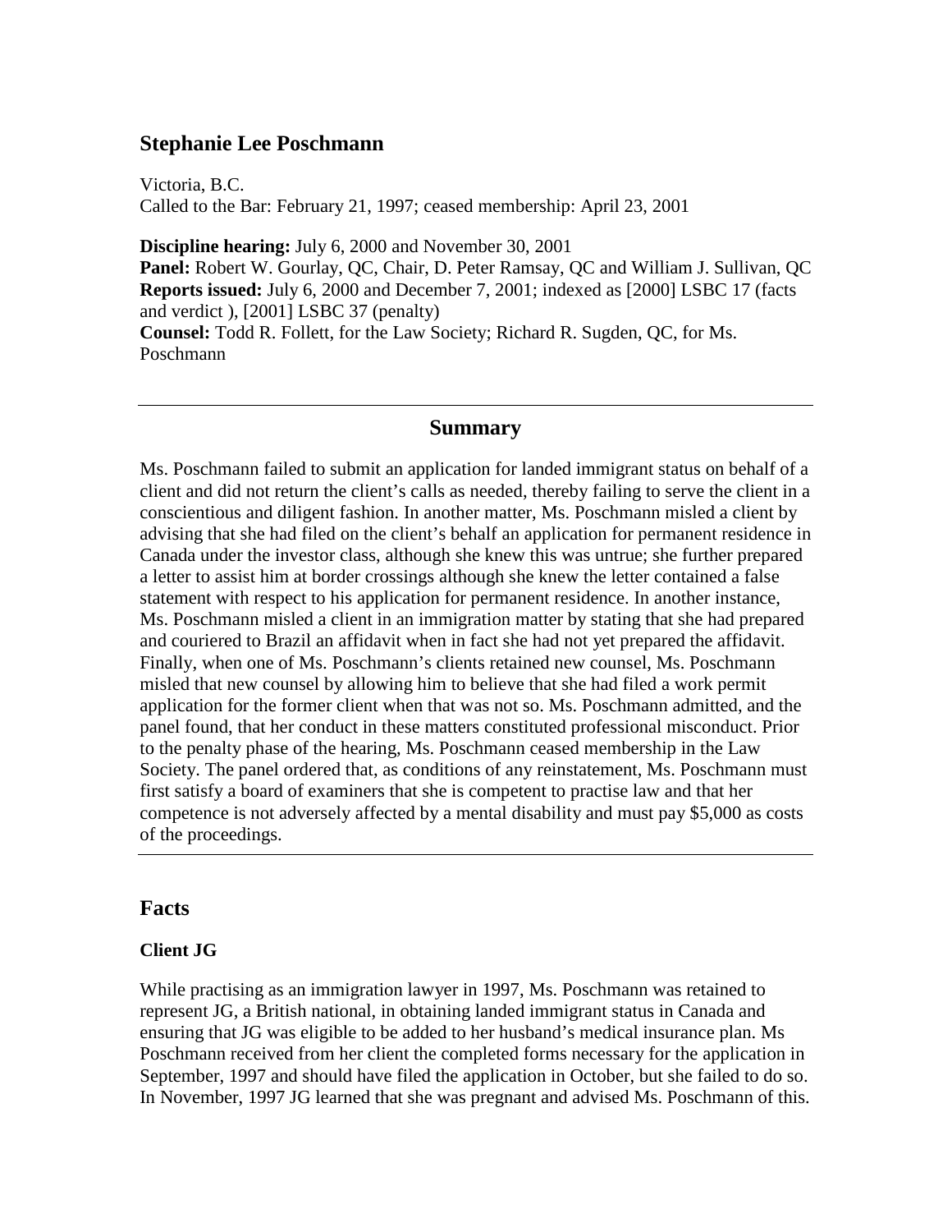## Stephanie Lee Poschmann

Victoria, B.C.
Called to the Bar: February 21, 1997; ceased membership: April 23, 2001

**Discipline hearing:** July 6, 2000 and November 30, 2001
**Panel:** Robert W. Gourlay, QC, Chair, D. Peter Ramsay, QC and William J. Sullivan, QC
**Reports issued:** July 6, 2000 and December 7, 2001; indexed as [2000] LSBC 17 (facts and verdict ), [2001] LSBC 37 (penalty)
**Counsel:** Todd R. Follett, for the Law Society; Richard R. Sugden, QC, for Ms. Poschmann

---

### Summary

Ms. Poschmann failed to submit an application for landed immigrant status on behalf of a client and did not return the client's calls as needed, thereby failing to serve the client in a conscientious and diligent fashion. In another matter, Ms. Poschmann misled a client by advising that she had filed on the client's behalf an application for permanent residence in Canada under the investor class, although she knew this was untrue; she further prepared a letter to assist him at border crossings although she knew the letter contained a false statement with respect to his application for permanent residence. In another instance, Ms. Poschmann misled a client in an immigration matter by stating that she had prepared and couriered to Brazil an affidavit when in fact she had not yet prepared the affidavit. Finally, when one of Ms. Poschmann's clients retained new counsel, Ms. Poschmann misled that new counsel by allowing him to believe that she had filed a work permit application for the former client when that was not so. Ms. Poschmann admitted, and the panel found, that her conduct in these matters constituted professional misconduct. Prior to the penalty phase of the hearing, Ms. Poschmann ceased membership in the Law Society. The panel ordered that, as conditions of any reinstatement, Ms. Poschmann must first satisfy a board of examiners that she is competent to practise law and that her competence is not adversely affected by a mental disability and must pay $5,000 as costs of the proceedings.

---

## Facts

### Client JG

While practising as an immigration lawyer in 1997, Ms. Poschmann was retained to represent JG, a British national, in obtaining landed immigrant status in Canada and ensuring that JG was eligible to be added to her husband's medical insurance plan. Ms Poschmann received from her client the completed forms necessary for the application in September, 1997 and should have filed the application in October, but she failed to do so. In November, 1997 JG learned that she was pregnant and advised Ms. Poschmann of this.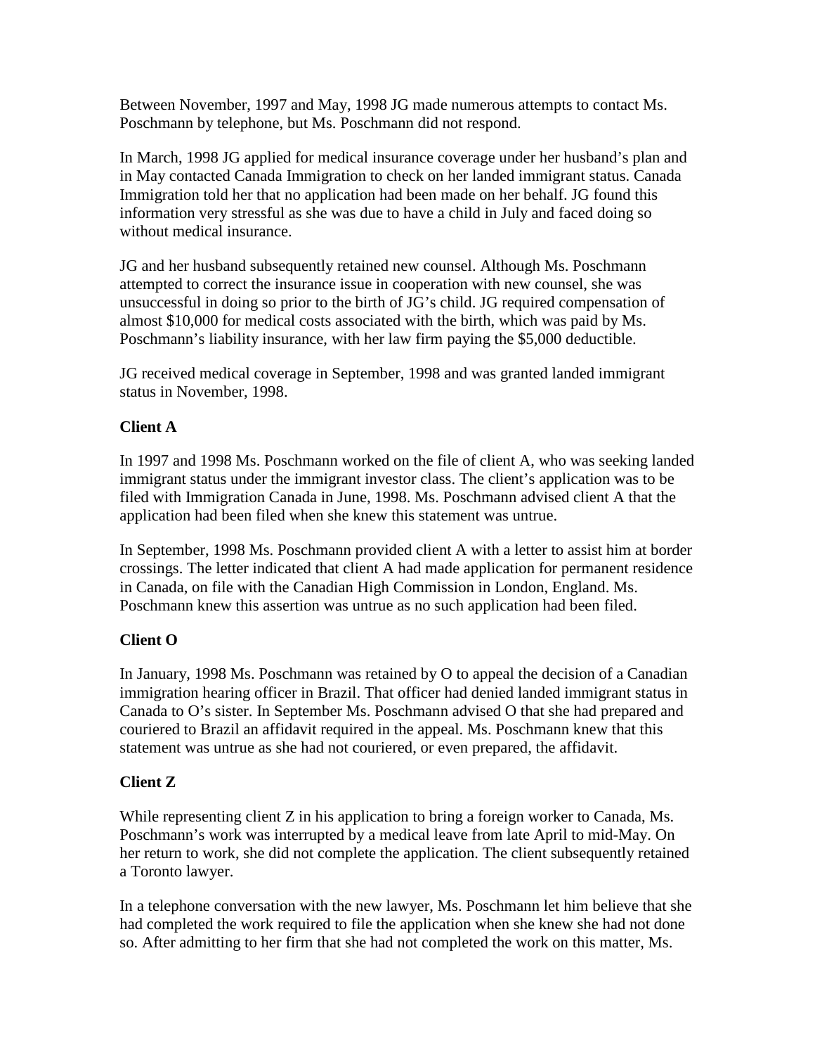Between November, 1997 and May, 1998 JG made numerous attempts to contact Ms. Poschmann by telephone, but Ms. Poschmann did not respond.

In March, 1998 JG applied for medical insurance coverage under her husband's plan and in May contacted Canada Immigration to check on her landed immigrant status. Canada Immigration told her that no application had been made on her behalf. JG found this information very stressful as she was due to have a child in July and faced doing so without medical insurance.

JG and her husband subsequently retained new counsel. Although Ms. Poschmann attempted to correct the insurance issue in cooperation with new counsel, she was unsuccessful in doing so prior to the birth of JG's child. JG required compensation of almost $10,000 for medical costs associated with the birth, which was paid by Ms. Poschmann's liability insurance, with her law firm paying the $5,000 deductible.

JG received medical coverage in September, 1998 and was granted landed immigrant status in November, 1998.

**Client A**

In 1997 and 1998 Ms. Poschmann worked on the file of client A, who was seeking landed immigrant status under the immigrant investor class. The client's application was to be filed with Immigration Canada in June, 1998. Ms. Poschmann advised client A that the application had been filed when she knew this statement was untrue.

In September, 1998 Ms. Poschmann provided client A with a letter to assist him at border crossings. The letter indicated that client A had made application for permanent residence in Canada, on file with the Canadian High Commission in London, England. Ms. Poschmann knew this assertion was untrue as no such application had been filed.

**Client O**

In January, 1998 Ms. Poschmann was retained by O to appeal the decision of a Canadian immigration hearing officer in Brazil. That officer had denied landed immigrant status in Canada to O's sister. In September Ms. Poschmann advised O that she had prepared and couriered to Brazil an affidavit required in the appeal. Ms. Poschmann knew that this statement was untrue as she had not couriered, or even prepared, the affidavit.

**Client Z**

While representing client Z in his application to bring a foreign worker to Canada, Ms. Poschmann's work was interrupted by a medical leave from late April to mid-May. On her return to work, she did not complete the application. The client subsequently retained a Toronto lawyer.

In a telephone conversation with the new lawyer, Ms. Poschmann let him believe that she had completed the work required to file the application when she knew she had not done so. After admitting to her firm that she had not completed the work on this matter, Ms.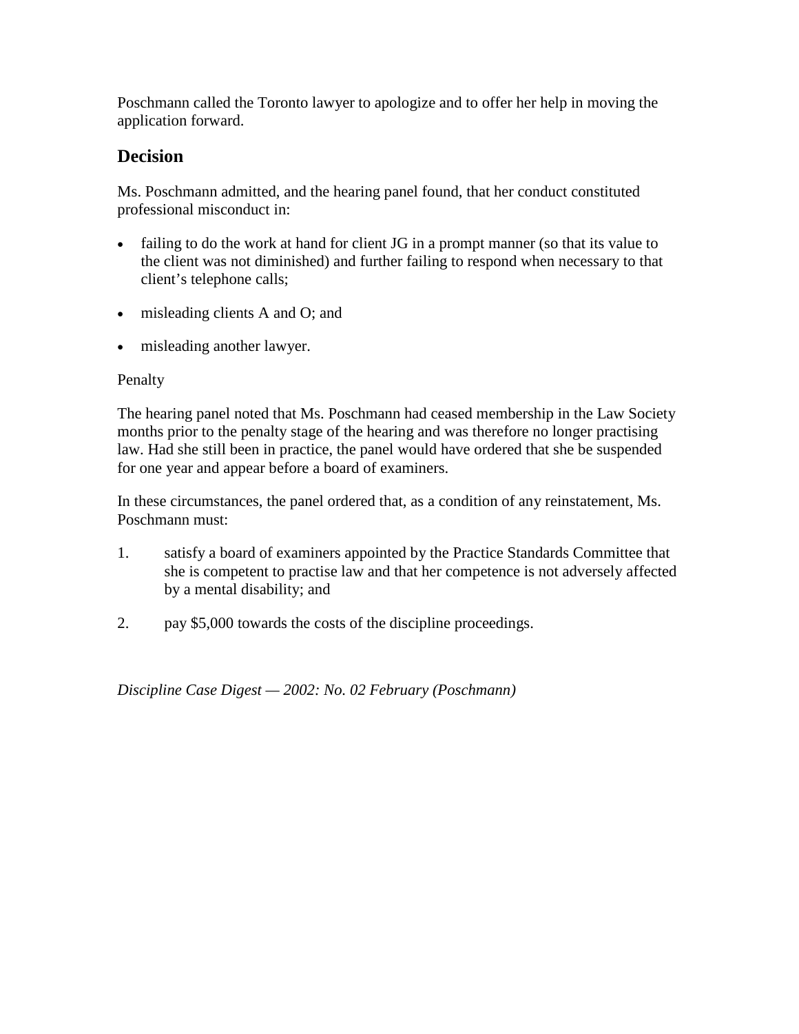Poschmann called the Toronto lawyer to apologize and to offer her help in moving the application forward.

## Decision

Ms. Poschmann admitted, and the hearing panel found, that her conduct constituted professional misconduct in:

- failing to do the work at hand for client JG in a prompt manner (so that its value to the client was not diminished) and further failing to respond when necessary to that client's telephone calls;
- misleading clients A and O; and
- misleading another lawyer.

Penalty

The hearing panel noted that Ms. Poschmann had ceased membership in the Law Society months prior to the penalty stage of the hearing and was therefore no longer practising law. Had she still been in practice, the panel would have ordered that she be suspended for one year and appear before a board of examiners.

In these circumstances, the panel ordered that, as a condition of any reinstatement, Ms. Poschmann must:

1. satisfy a board of examiners appointed by the Practice Standards Committee that she is competent to practise law and that her competence is not adversely affected by a mental disability; and
2. pay $5,000 towards the costs of the discipline proceedings.

*Discipline Case Digest — 2002: No. 02 February (Poschmann)*